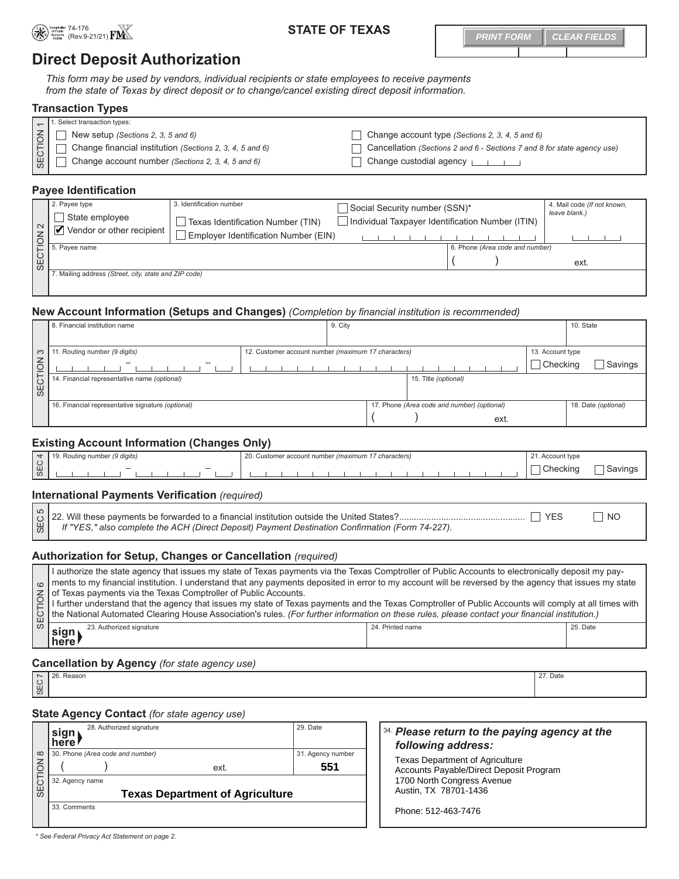Comptroller of Public Accounts FORM 74-176 (Rev.9-21/21)

**STATE OF TEXAS**

# Direct Deposit Authorization

*This form may be used by vendors, individual recipients or state employees to receive payments from the state of Texas by direct deposit or to change/cancel existing direct deposit information.*

## Transaction Types

**SECTION 1**

1. Select transaction types:

- ☐ New setup *(Sections 2, 3, 5 and 6)*
- ☐ Change financial institution *(Sections 2, 3, 4, 5 and 6)*
- ☐ Change account number *(Sections 2, 3, 4, 5 and 6)*
- ☐ Change account type *(Sections 2, 3, 4, 5 and 6)*
- ☐ Cancellation *(Sections 2 and 6 - Sections 7 and 8 for state agency use)*
- ☐ Change custodial agency

## Payee Identification

**SECTION 2**

| 2. Payee type | 3. Identification number | | 4. Mail code *(If not known, leave blank.)* |
|---|---|---|---|
| ☐ State employee<br>☑ Vendor or other recipient | ☐ Texas Identification Number (TIN)<br>☐ Employer Identification Number (EIN) | ☐ Social Security number (SSN)*<br>☐ Individual Taxpayer Identification Number (ITIN) | |
| 5. Payee name | | 6. Phone *(Area code and number)* ( ) ext. | |
| 7. Mailing address *(Street, city, state and ZIP code)* | | | |

## New Account Information (Setups and Changes) *(Completion by financial institution is recommended)*

**SECTION 3**

| 8. Financial institution name | 9. City | | 10. State |
|---|---|---|---|
| 11. Routing number *(9 digits)* | 12. Customer account number *(maximum 17 characters)* | | 13. Account type ☐ Checking ☐ Savings |
| 14. Financial representative name *(optional)* | | 15. Title *(optional)* | |
| 16. Financial representative signature *(optional)* | | 17. Phone *(Area code and number) (optional)* ( ) ext. | 18. Date *(optional)* |

## Existing Account Information (Changes Only)

**SEC 4**

| 19. Routing number *(9 digits)* | 20. Customer account number *(maximum 17 characters)* | 21. Account type ☐ Checking ☐ Savings |
|---|---|---|

## International Payments Verification *(required)*

**SEC 5**

22. Will these payments be forwarded to a financial institution outside the United States?.................................................. ☐ YES ☐ NO

*If "YES," also complete the ACH (Direct Deposit) Payment Destination Confirmation (Form 74-227).*

## Authorization for Setup, Changes or Cancellation *(required)*

**SECTION 6**

I authorize the state agency that issues my state of Texas payments via the Texas Comptroller of Public Accounts to electronically deposit my payments to my financial institution. I understand that any payments deposited in error to my account will be reversed by the agency that issues my state of Texas payments via the Texas Comptroller of Public Accounts.

I further understand that the agency that issues my state of Texas payments and the Texas Comptroller of Public Accounts will comply at all times with the National Automated Clearing House Association's rules. *(For further information on these rules, please contact your financial institution.)*

| sign here ▶ 23. Authorized signature | 24. Printed name | 25. Date |
|---|---|---|

## Cancellation by Agency *(for state agency use)*

**SEC 7**

| 26. Reason | 27. Date |
|---|---|

## State Agency Contact *(for state agency use)*

**SECTION 8**

| sign here ▶ 28. Authorized signature | 29. Date |
|---|---|
| 30. Phone *(Area code and number)* ( ) ext. | 31. Agency number **551** |
| 32. Agency name **Texas Department of Agriculture** | |
| 33. Comments | |

34. ***Please return to the paying agency at the following address:***

Texas Department of Agriculture
Accounts Payable/Direct Deposit Program
1700 North Congress Avenue
Austin, TX 78701-1436

Phone: 512-463-7476

*\* See Federal Privacy Act Statement on page 2.*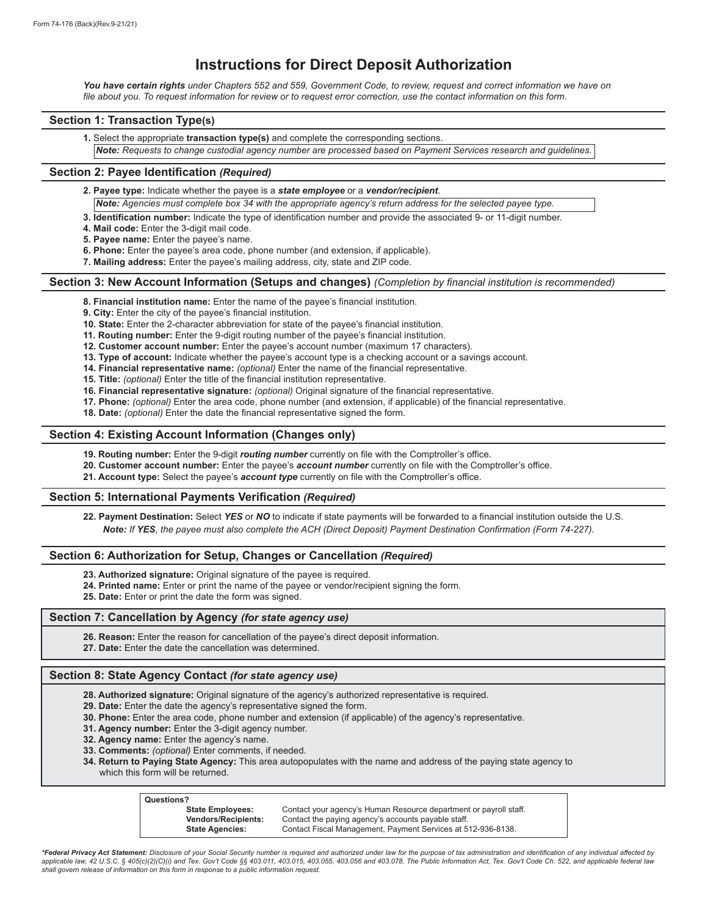Form 74-176 (Back)(Rev.9-21/21)

# Instructions for Direct Deposit Authorization

***You have certain rights** under Chapters 552 and 559, Government Code, to review, request and correct information we have on file about you. To request information for review or to request error correction, use the contact information on this form.*

## Section 1: Transaction Type(s)

**1.** Select the appropriate **transaction type(s)** and complete the corresponding sections.

***Note:** Requests to change custodial agency number are processed based on Payment Services research and guidelines.*

## Section 2: Payee Identification *(Required)*

**2. Payee type:** Indicate whether the payee is a ***state employee*** or a ***vendor/recipient***.

***Note:** Agencies must complete box 34 with the appropriate agency's return address for the selected payee type.*

**3. Identification number:** Indicate the type of identification number and provide the associated 9- or 11-digit number.
**4. Mail code:** Enter the 3-digit mail code.
**5. Payee name:** Enter the payee's name.
**6. Phone:** Enter the payee's area code, phone number (and extension, if applicable).
**7. Mailing address:** Enter the payee's mailing address, city, state and ZIP code.

## Section 3: New Account Information (Setups and changes) *(Completion by financial institution is recommended)*

**8. Financial institution name:** Enter the name of the payee's financial institution.
**9. City:** Enter the city of the payee's financial institution.
**10. State:** Enter the 2-character abbreviation for state of the payee's financial institution.
**11. Routing number:** Enter the 9-digit routing number of the payee's financial institution.
**12. Customer account number:** Enter the payee's account number (maximum 17 characters).
**13. Type of account:** Indicate whether the payee's account type is a checking account or a savings account.
**14. Financial representative name:** *(optional)* Enter the name of the financial representative.
**15. Title:** *(optional)* Enter the title of the financial institution representative.
**16. Financial representative signature:** *(optional)* Original signature of the financial representative.
**17. Phone:** *(optional)* Enter the area code, phone number (and extension, if applicable) of the financial representative.
**18. Date:** *(optional)* Enter the date the financial representative signed the form.

## Section 4: Existing Account Information (Changes only)

**19. Routing number:** Enter the 9-digit ***routing number*** currently on file with the Comptroller's office.
**20. Customer account number:** Enter the payee's ***account number*** currently on file with the Comptroller's office.
**21. Account type:** Select the payee's ***account type*** currently on file with the Comptroller's office.

## Section 5: International Payments Verification *(Required)*

**22. Payment Destination:** Select ***YES*** or ***NO*** to indicate if state payments will be forwarded to a financial institution outside the U.S.

***Note:** If **YES**, the payee must also complete the ACH (Direct Deposit) Payment Destination Confirmation (Form 74-227).*

## Section 6: Authorization for Setup, Changes or Cancellation *(Required)*

**23. Authorized signature:** Original signature of the payee is required.
**24. Printed name:** Enter or print the name of the payee or vendor/recipient signing the form.
**25. Date:** Enter or print the date the form was signed.

## Section 7: Cancellation by Agency *(for state agency use)*

**26. Reason:** Enter the reason for cancellation of the payee's direct deposit information.
**27. Date:** Enter the date the cancellation was determined.

## Section 8: State Agency Contact *(for state agency use)*

**28. Authorized signature:** Original signature of the agency's authorized representative is required.
**29. Date:** Enter the date the agency's representative signed the form.
**30. Phone:** Enter the area code, phone number and extension (if applicable) of the agency's representative.
**31. Agency number:** Enter the 3-digit agency number.
**32. Agency name:** Enter the agency's name.
**33. Comments:** *(optional)* Enter comments, if needed.
**34. Return to Paying State Agency:** This area autopopulates with the name and address of the paying state agency to which this form will be returned.

**Questions?**

| | |
|---|---|
| **State Employees:** | Contact your agency's Human Resource department or payroll staff. |
| **Vendors/Recipients:** | Contact the paying agency's accounts payable staff. |
| **State Agencies:** | Contact Fiscal Management, Payment Services at 512-936-8138. |

****Federal Privacy Act Statement:** Disclosure of your Social Security number is required and authorized under law for the purpose of tax administration and identification of any individual affected by applicable law, 42 U.S.C. § 405(c)(2)(C)(i) and Tex. Gov't Code §§ 403.011, 403.015, 403.055, 403.056 and 403.078. The Public Information Act, Tex. Gov't Code Ch. 522, and applicable federal law shall govern release of information on this form in response to a public information request.*